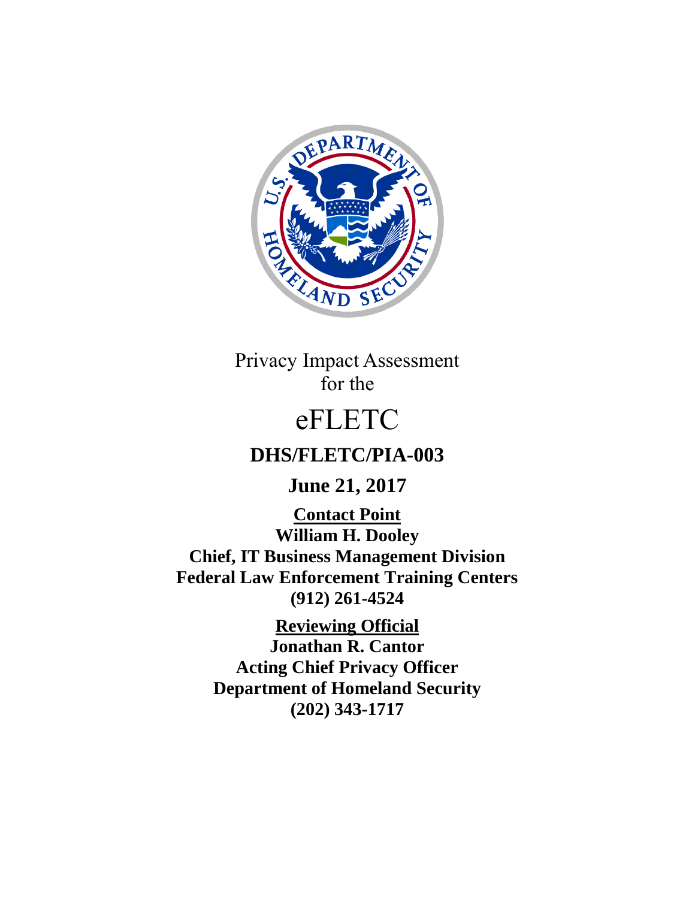Privacy Impact Assessment
for the

# eFLETC

## DHS/FLETC/PIA-003

**June 21, 2017**

**Contact Point**
**William H. Dooley**
**Chief, IT Business Management Division**
**Federal Law Enforcement Training Centers**
**(912) 261-4524**

**Reviewing Official**
**Jonathan R. Cantor**
**Acting Chief Privacy Officer**
**Department of Homeland Security**
**(202) 343-1717**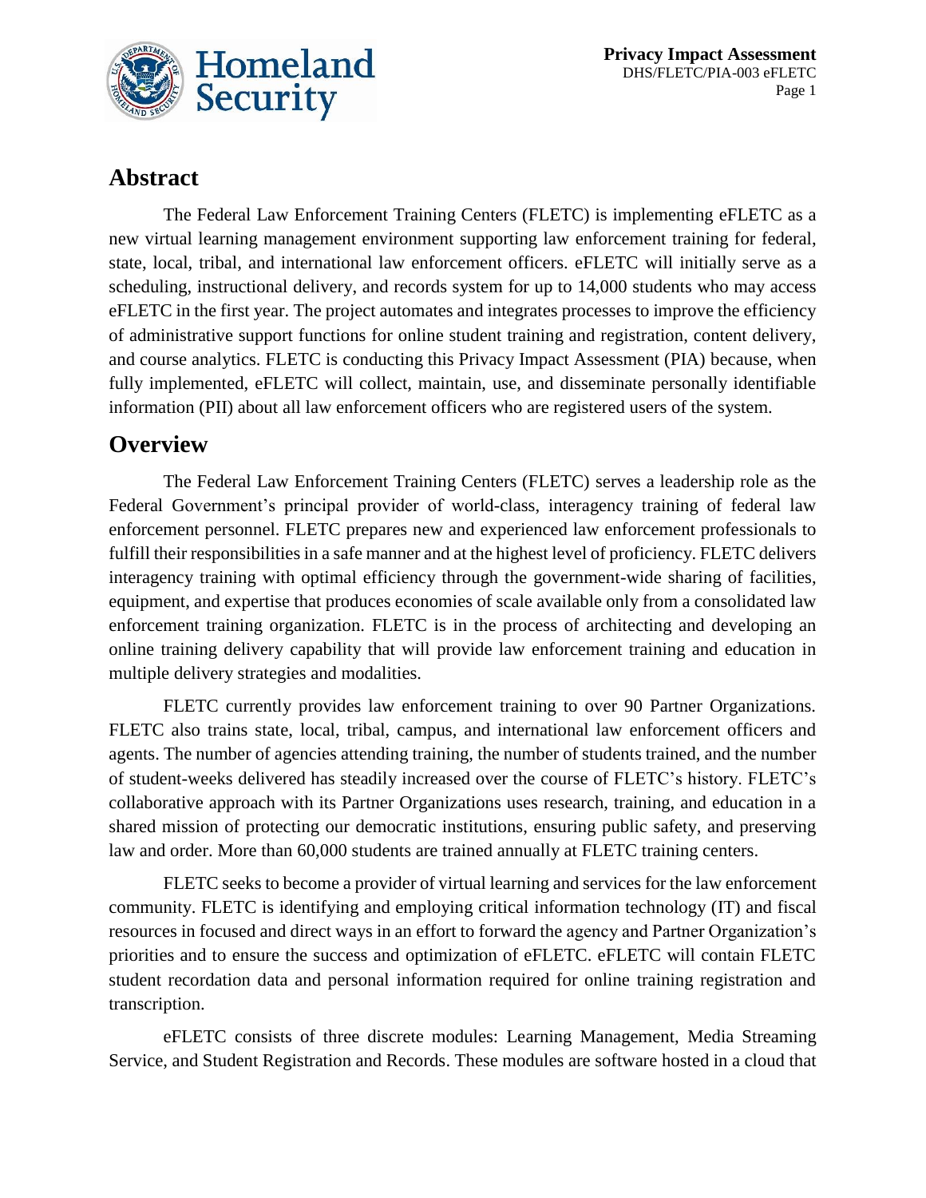## Abstract

The Federal Law Enforcement Training Centers (FLETC) is implementing eFLETC as a new virtual learning management environment supporting law enforcement training for federal, state, local, tribal, and international law enforcement officers. eFLETC will initially serve as a scheduling, instructional delivery, and records system for up to 14,000 students who may access eFLETC in the first year. The project automates and integrates processes to improve the efficiency of administrative support functions for online student training and registration, content delivery, and course analytics. FLETC is conducting this Privacy Impact Assessment (PIA) because, when fully implemented, eFLETC will collect, maintain, use, and disseminate personally identifiable information (PII) about all law enforcement officers who are registered users of the system.

## Overview

The Federal Law Enforcement Training Centers (FLETC) serves a leadership role as the Federal Government's principal provider of world-class, interagency training of federal law enforcement personnel. FLETC prepares new and experienced law enforcement professionals to fulfill their responsibilities in a safe manner and at the highest level of proficiency. FLETC delivers interagency training with optimal efficiency through the government-wide sharing of facilities, equipment, and expertise that produces economies of scale available only from a consolidated law enforcement training organization. FLETC is in the process of architecting and developing an online training delivery capability that will provide law enforcement training and education in multiple delivery strategies and modalities.

FLETC currently provides law enforcement training to over 90 Partner Organizations. FLETC also trains state, local, tribal, campus, and international law enforcement officers and agents. The number of agencies attending training, the number of students trained, and the number of student-weeks delivered has steadily increased over the course of FLETC's history. FLETC's collaborative approach with its Partner Organizations uses research, training, and education in a shared mission of protecting our democratic institutions, ensuring public safety, and preserving law and order. More than 60,000 students are trained annually at FLETC training centers.

FLETC seeks to become a provider of virtual learning and services for the law enforcement community. FLETC is identifying and employing critical information technology (IT) and fiscal resources in focused and direct ways in an effort to forward the agency and Partner Organization's priorities and to ensure the success and optimization of eFLETC. eFLETC will contain FLETC student recordation data and personal information required for online training registration and transcription.

eFLETC consists of three discrete modules: Learning Management, Media Streaming Service, and Student Registration and Records. These modules are software hosted in a cloud that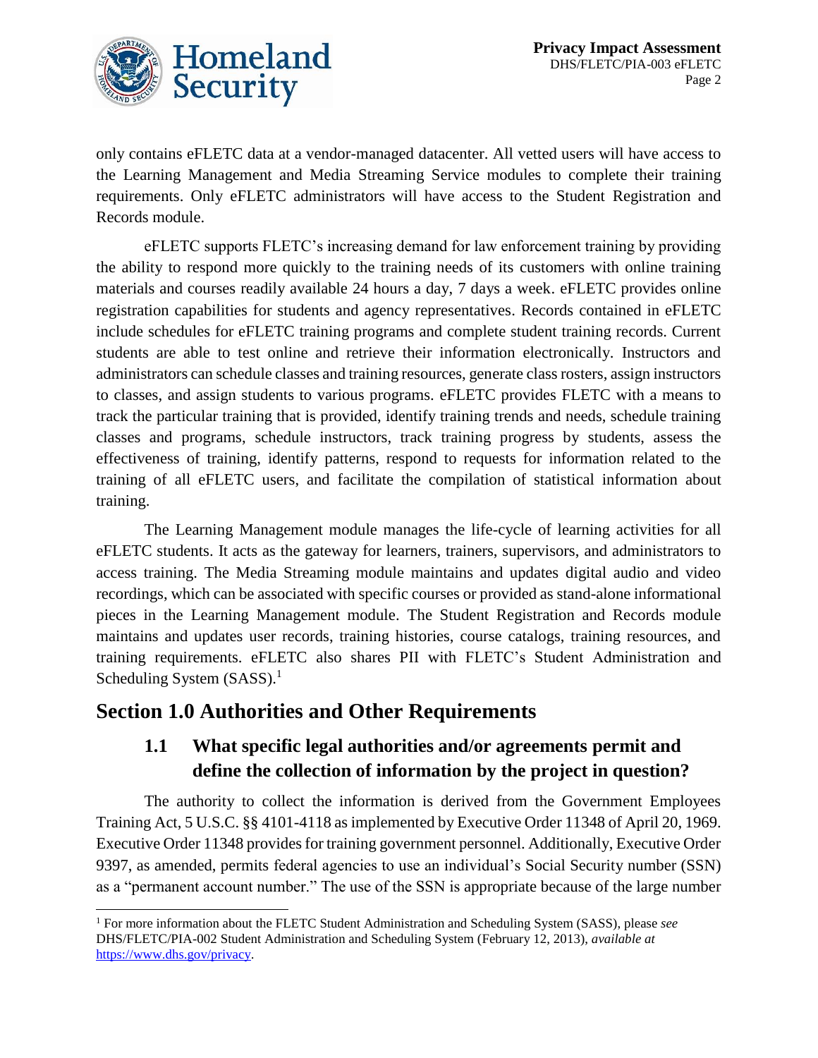only contains eFLETC data at a vendor-managed datacenter. All vetted users will have access to the Learning Management and Media Streaming Service modules to complete their training requirements. Only eFLETC administrators will have access to the Student Registration and Records module.

eFLETC supports FLETC's increasing demand for law enforcement training by providing the ability to respond more quickly to the training needs of its customers with online training materials and courses readily available 24 hours a day, 7 days a week. eFLETC provides online registration capabilities for students and agency representatives. Records contained in eFLETC include schedules for eFLETC training programs and complete student training records. Current students are able to test online and retrieve their information electronically. Instructors and administrators can schedule classes and training resources, generate class rosters, assign instructors to classes, and assign students to various programs. eFLETC provides FLETC with a means to track the particular training that is provided, identify training trends and needs, schedule training classes and programs, schedule instructors, track training progress by students, assess the effectiveness of training, identify patterns, respond to requests for information related to the training of all eFLETC users, and facilitate the compilation of statistical information about training.

The Learning Management module manages the life-cycle of learning activities for all eFLETC students. It acts as the gateway for learners, trainers, supervisors, and administrators to access training. The Media Streaming module maintains and updates digital audio and video recordings, which can be associated with specific courses or provided as stand-alone informational pieces in the Learning Management module. The Student Registration and Records module maintains and updates user records, training histories, course catalogs, training resources, and training requirements. eFLETC also shares PII with FLETC's Student Administration and Scheduling System (SASS).[1]

## Section 1.0 Authorities and Other Requirements

### 1.1 What specific legal authorities and/or agreements permit and define the collection of information by the project in question?

The authority to collect the information is derived from the Government Employees Training Act, 5 U.S.C. §§ 4101-4118 as implemented by Executive Order 11348 of April 20, 1969. Executive Order 11348 provides for training government personnel. Additionally, Executive Order 9397, as amended, permits federal agencies to use an individual's Social Security number (SSN) as a "permanent account number." The use of the SSN is appropriate because of the large number

---

[1] For more information about the FLETC Student Administration and Scheduling System (SASS), please *see* DHS/FLETC/PIA-002 Student Administration and Scheduling System (February 12, 2013), *available at* https://www.dhs.gov/privacy.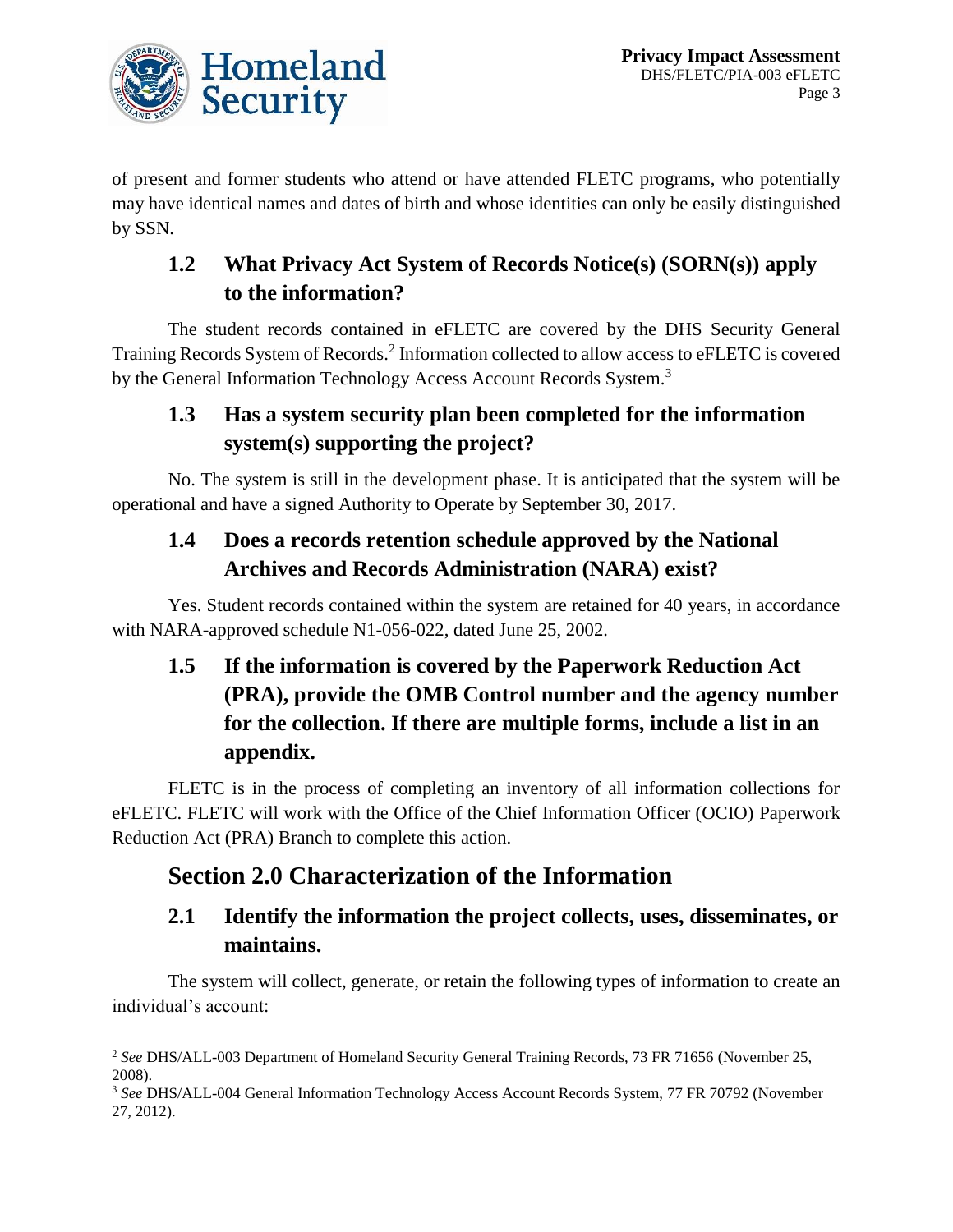of present and former students who attend or have attended FLETC programs, who potentially may have identical names and dates of birth and whose identities can only be easily distinguished by SSN.

### 1.2 What Privacy Act System of Records Notice(s) (SORN(s)) apply to the information?

The student records contained in eFLETC are covered by the DHS Security General Training Records System of Records.[2] Information collected to allow access to eFLETC is covered by the General Information Technology Access Account Records System.[3]

### 1.3 Has a system security plan been completed for the information system(s) supporting the project?

No. The system is still in the development phase. It is anticipated that the system will be operational and have a signed Authority to Operate by September 30, 2017.

### 1.4 Does a records retention schedule approved by the National Archives and Records Administration (NARA) exist?

Yes. Student records contained within the system are retained for 40 years, in accordance with NARA-approved schedule N1-056-022, dated June 25, 2002.

### 1.5 If the information is covered by the Paperwork Reduction Act (PRA), provide the OMB Control number and the agency number for the collection. If there are multiple forms, include a list in an appendix.

FLETC is in the process of completing an inventory of all information collections for eFLETC. FLETC will work with the Office of the Chief Information Officer (OCIO) Paperwork Reduction Act (PRA) Branch to complete this action.

## Section 2.0 Characterization of the Information

### 2.1 Identify the information the project collects, uses, disseminates, or maintains.

The system will collect, generate, or retain the following types of information to create an individual's account:

---

[2] *See* DHS/ALL-003 Department of Homeland Security General Training Records, 73 FR 71656 (November 25, 2008).

[3] *See* DHS/ALL-004 General Information Technology Access Account Records System, 77 FR 70792 (November 27, 2012).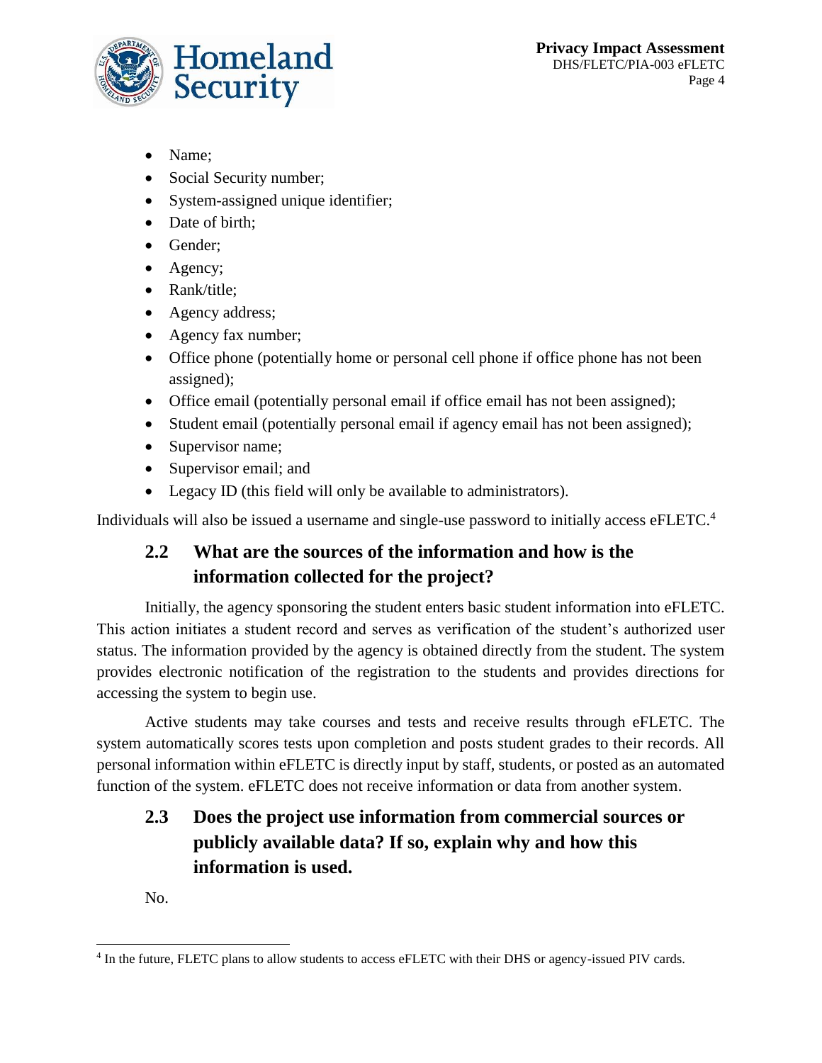- Name;
- Social Security number;
- System-assigned unique identifier;
- Date of birth;
- Gender;
- Agency;
- Rank/title;
- Agency address;
- Agency fax number;
- Office phone (potentially home or personal cell phone if office phone has not been assigned);
- Office email (potentially personal email if office email has not been assigned);
- Student email (potentially personal email if agency email has not been assigned);
- Supervisor name;
- Supervisor email; and
- Legacy ID (this field will only be available to administrators).

Individuals will also be issued a username and single-use password to initially access eFLETC.[4]

### 2.2 What are the sources of the information and how is the information collected for the project?

Initially, the agency sponsoring the student enters basic student information into eFLETC. This action initiates a student record and serves as verification of the student's authorized user status. The information provided by the agency is obtained directly from the student. The system provides electronic notification of the registration to the students and provides directions for accessing the system to begin use.

Active students may take courses and tests and receive results through eFLETC. The system automatically scores tests upon completion and posts student grades to their records. All personal information within eFLETC is directly input by staff, students, or posted as an automated function of the system. eFLETC does not receive information or data from another system.

### 2.3 Does the project use information from commercial sources or publicly available data? If so, explain why and how this information is used.

No.

[4] In the future, FLETC plans to allow students to access eFLETC with their DHS or agency-issued PIV cards.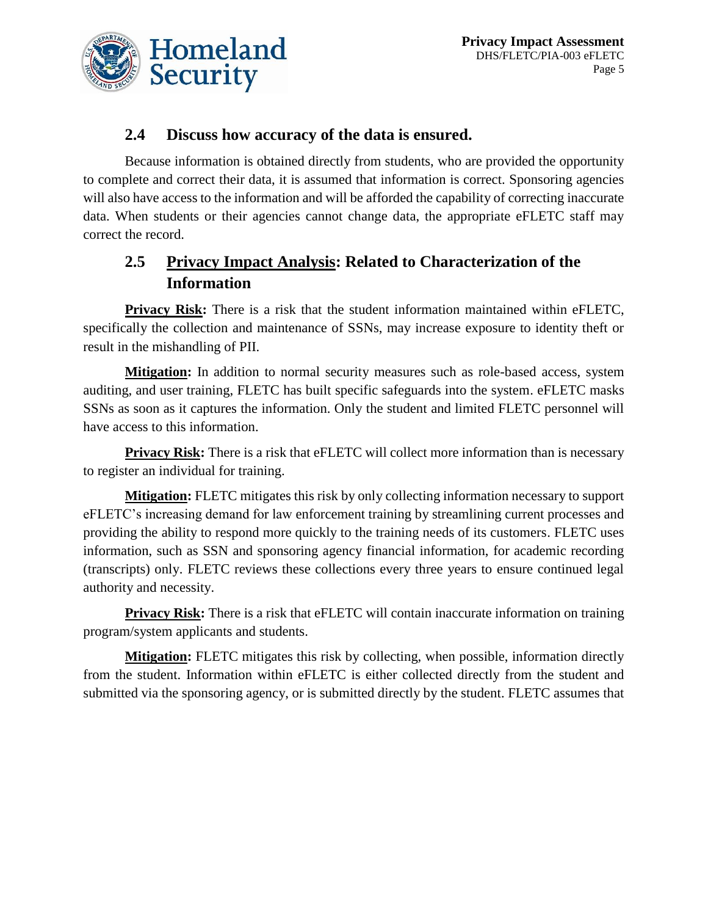### 2.4 Discuss how accuracy of the data is ensured.

Because information is obtained directly from students, who are provided the opportunity to complete and correct their data, it is assumed that information is correct. Sponsoring agencies will also have access to the information and will be afforded the capability of correcting inaccurate data. When students or their agencies cannot change data, the appropriate eFLETC staff may correct the record.

### 2.5 Privacy Impact Analysis: Related to Characterization of the Information

**Privacy Risk:** There is a risk that the student information maintained within eFLETC, specifically the collection and maintenance of SSNs, may increase exposure to identity theft or result in the mishandling of PII.

**Mitigation:** In addition to normal security measures such as role-based access, system auditing, and user training, FLETC has built specific safeguards into the system. eFLETC masks SSNs as soon as it captures the information. Only the student and limited FLETC personnel will have access to this information.

**Privacy Risk:** There is a risk that eFLETC will collect more information than is necessary to register an individual for training.

**Mitigation:** FLETC mitigates this risk by only collecting information necessary to support eFLETC's increasing demand for law enforcement training by streamlining current processes and providing the ability to respond more quickly to the training needs of its customers. FLETC uses information, such as SSN and sponsoring agency financial information, for academic recording (transcripts) only. FLETC reviews these collections every three years to ensure continued legal authority and necessity.

**Privacy Risk:** There is a risk that eFLETC will contain inaccurate information on training program/system applicants and students.

**Mitigation:** FLETC mitigates this risk by collecting, when possible, information directly from the student. Information within eFLETC is either collected directly from the student and submitted via the sponsoring agency, or is submitted directly by the student. FLETC assumes that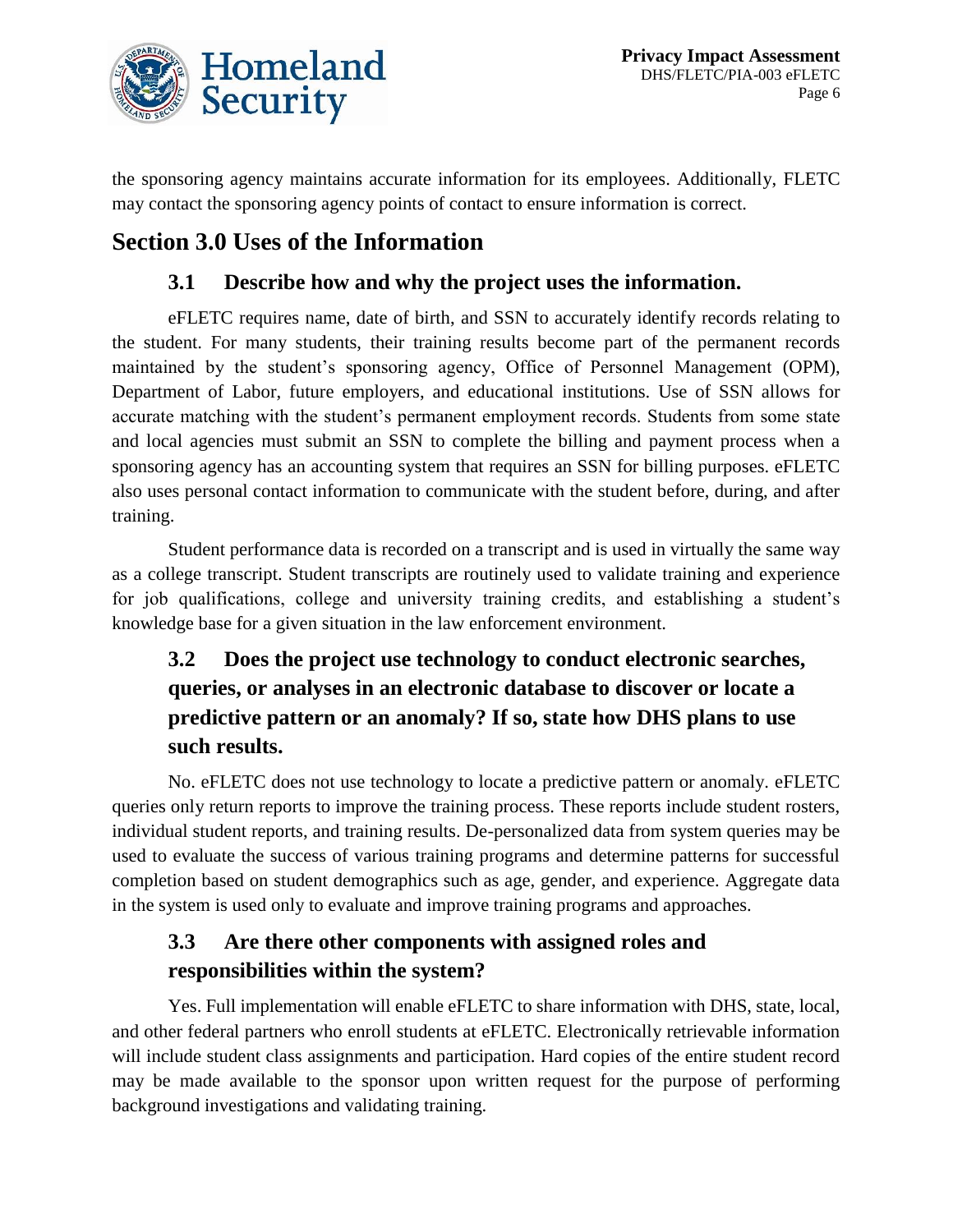the sponsoring agency maintains accurate information for its employees. Additionally, FLETC may contact the sponsoring agency points of contact to ensure information is correct.

## Section 3.0 Uses of the Information

### 3.1 Describe how and why the project uses the information.

eFLETC requires name, date of birth, and SSN to accurately identify records relating to the student. For many students, their training results become part of the permanent records maintained by the student's sponsoring agency, Office of Personnel Management (OPM), Department of Labor, future employers, and educational institutions. Use of SSN allows for accurate matching with the student's permanent employment records. Students from some state and local agencies must submit an SSN to complete the billing and payment process when a sponsoring agency has an accounting system that requires an SSN for billing purposes. eFLETC also uses personal contact information to communicate with the student before, during, and after training.

Student performance data is recorded on a transcript and is used in virtually the same way as a college transcript. Student transcripts are routinely used to validate training and experience for job qualifications, college and university training credits, and establishing a student's knowledge base for a given situation in the law enforcement environment.

### 3.2 Does the project use technology to conduct electronic searches, queries, or analyses in an electronic database to discover or locate a predictive pattern or an anomaly? If so, state how DHS plans to use such results.

No. eFLETC does not use technology to locate a predictive pattern or anomaly. eFLETC queries only return reports to improve the training process. These reports include student rosters, individual student reports, and training results. De-personalized data from system queries may be used to evaluate the success of various training programs and determine patterns for successful completion based on student demographics such as age, gender, and experience. Aggregate data in the system is used only to evaluate and improve training programs and approaches.

### 3.3 Are there other components with assigned roles and responsibilities within the system?

Yes. Full implementation will enable eFLETC to share information with DHS, state, local, and other federal partners who enroll students at eFLETC. Electronically retrievable information will include student class assignments and participation. Hard copies of the entire student record may be made available to the sponsor upon written request for the purpose of performing background investigations and validating training.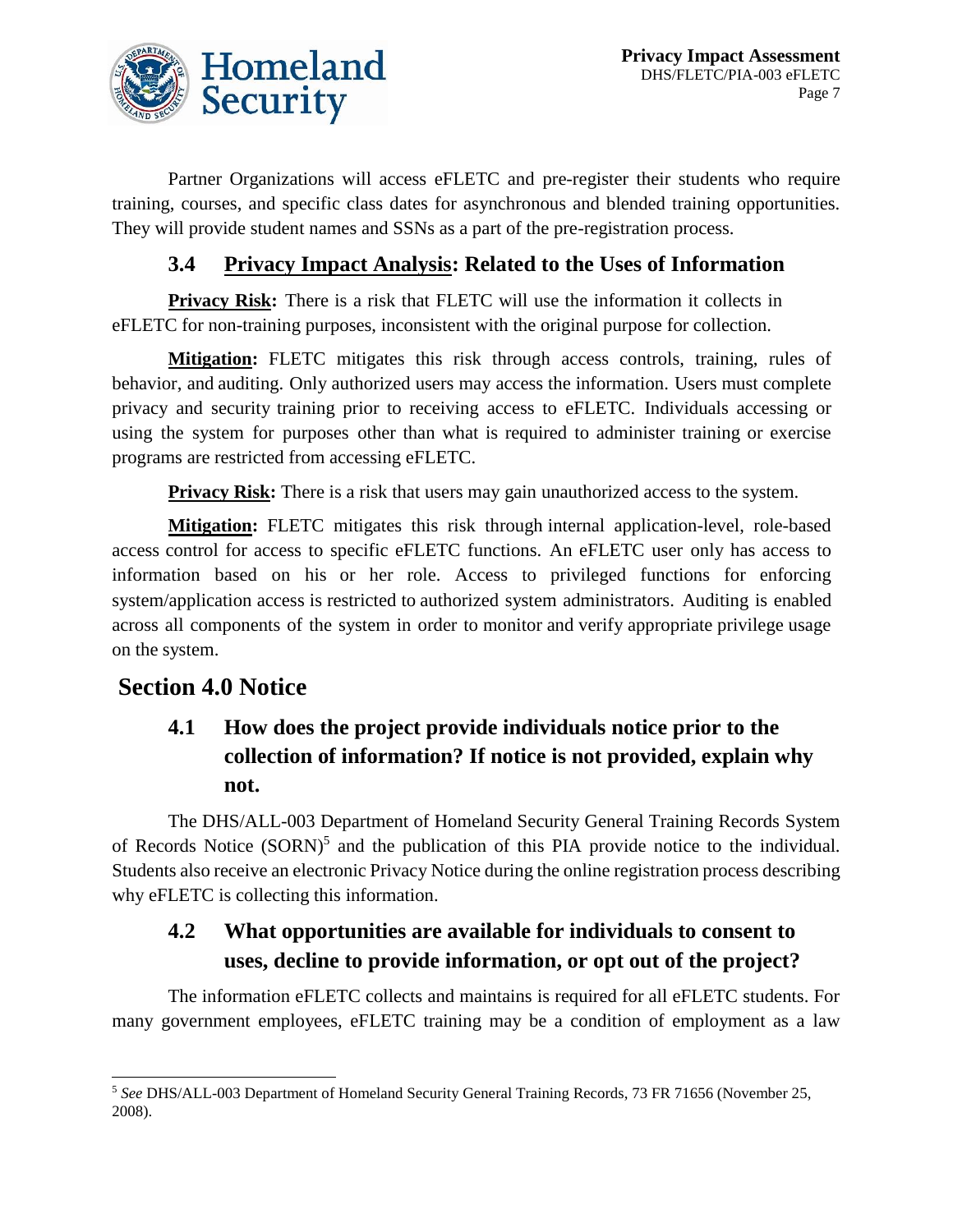Partner Organizations will access eFLETC and pre-register their students who require training, courses, and specific class dates for asynchronous and blended training opportunities. They will provide student names and SSNs as a part of the pre-registration process.

### 3.4 Privacy Impact Analysis: Related to the Uses of Information

**Privacy Risk:** There is a risk that FLETC will use the information it collects in eFLETC for non-training purposes, inconsistent with the original purpose for collection.

**Mitigation:** FLETC mitigates this risk through access controls, training, rules of behavior, and auditing. Only authorized users may access the information. Users must complete privacy and security training prior to receiving access to eFLETC. Individuals accessing or using the system for purposes other than what is required to administer training or exercise programs are restricted from accessing eFLETC.

**Privacy Risk:** There is a risk that users may gain unauthorized access to the system.

**Mitigation:** FLETC mitigates this risk through internal application-level, role-based access control for access to specific eFLETC functions. An eFLETC user only has access to information based on his or her role. Access to privileged functions for enforcing system/application access is restricted to authorized system administrators. Auditing is enabled across all components of the system in order to monitor and verify appropriate privilege usage on the system.

## Section 4.0 Notice

### 4.1 How does the project provide individuals notice prior to the collection of information? If notice is not provided, explain why not.

The DHS/ALL-003 Department of Homeland Security General Training Records System of Records Notice (SORN)[5] and the publication of this PIA provide notice to the individual. Students also receive an electronic Privacy Notice during the online registration process describing why eFLETC is collecting this information.

### 4.2 What opportunities are available for individuals to consent to uses, decline to provide information, or opt out of the project?

The information eFLETC collects and maintains is required for all eFLETC students. For many government employees, eFLETC training may be a condition of employment as a law

[5] *See* DHS/ALL-003 Department of Homeland Security General Training Records, 73 FR 71656 (November 25, 2008).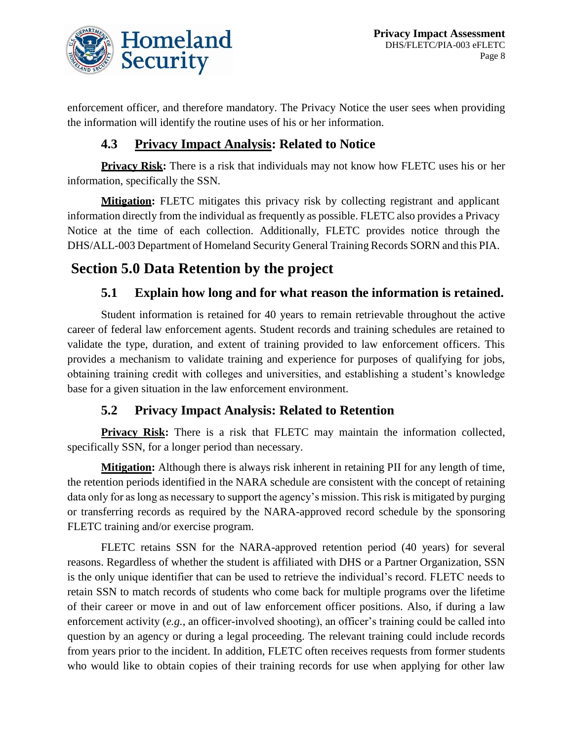enforcement officer, and therefore mandatory. The Privacy Notice the user sees when providing the information will identify the routine uses of his or her information.

### 4.3 Privacy Impact Analysis: Related to Notice

**Privacy Risk:** There is a risk that individuals may not know how FLETC uses his or her information, specifically the SSN.

**Mitigation:** FLETC mitigates this privacy risk by collecting registrant and applicant information directly from the individual as frequently as possible. FLETC also provides a Privacy Notice at the time of each collection. Additionally, FLETC provides notice through the DHS/ALL-003 Department of Homeland Security General Training Records SORN and this PIA.

## Section 5.0 Data Retention by the project

### 5.1 Explain how long and for what reason the information is retained.

Student information is retained for 40 years to remain retrievable throughout the active career of federal law enforcement agents. Student records and training schedules are retained to validate the type, duration, and extent of training provided to law enforcement officers. This provides a mechanism to validate training and experience for purposes of qualifying for jobs, obtaining training credit with colleges and universities, and establishing a student's knowledge base for a given situation in the law enforcement environment.

### 5.2 Privacy Impact Analysis: Related to Retention

**Privacy Risk:** There is a risk that FLETC may maintain the information collected, specifically SSN, for a longer period than necessary.

**Mitigation:** Although there is always risk inherent in retaining PII for any length of time, the retention periods identified in the NARA schedule are consistent with the concept of retaining data only for as long as necessary to support the agency's mission. This risk is mitigated by purging or transferring records as required by the NARA-approved record schedule by the sponsoring FLETC training and/or exercise program.

FLETC retains SSN for the NARA-approved retention period (40 years) for several reasons. Regardless of whether the student is affiliated with DHS or a Partner Organization, SSN is the only unique identifier that can be used to retrieve the individual's record. FLETC needs to retain SSN to match records of students who come back for multiple programs over the lifetime of their career or move in and out of law enforcement officer positions. Also, if during a law enforcement activity (*e.g.*, an officer-involved shooting), an officer's training could be called into question by an agency or during a legal proceeding. The relevant training could include records from years prior to the incident. In addition, FLETC often receives requests from former students who would like to obtain copies of their training records for use when applying for other law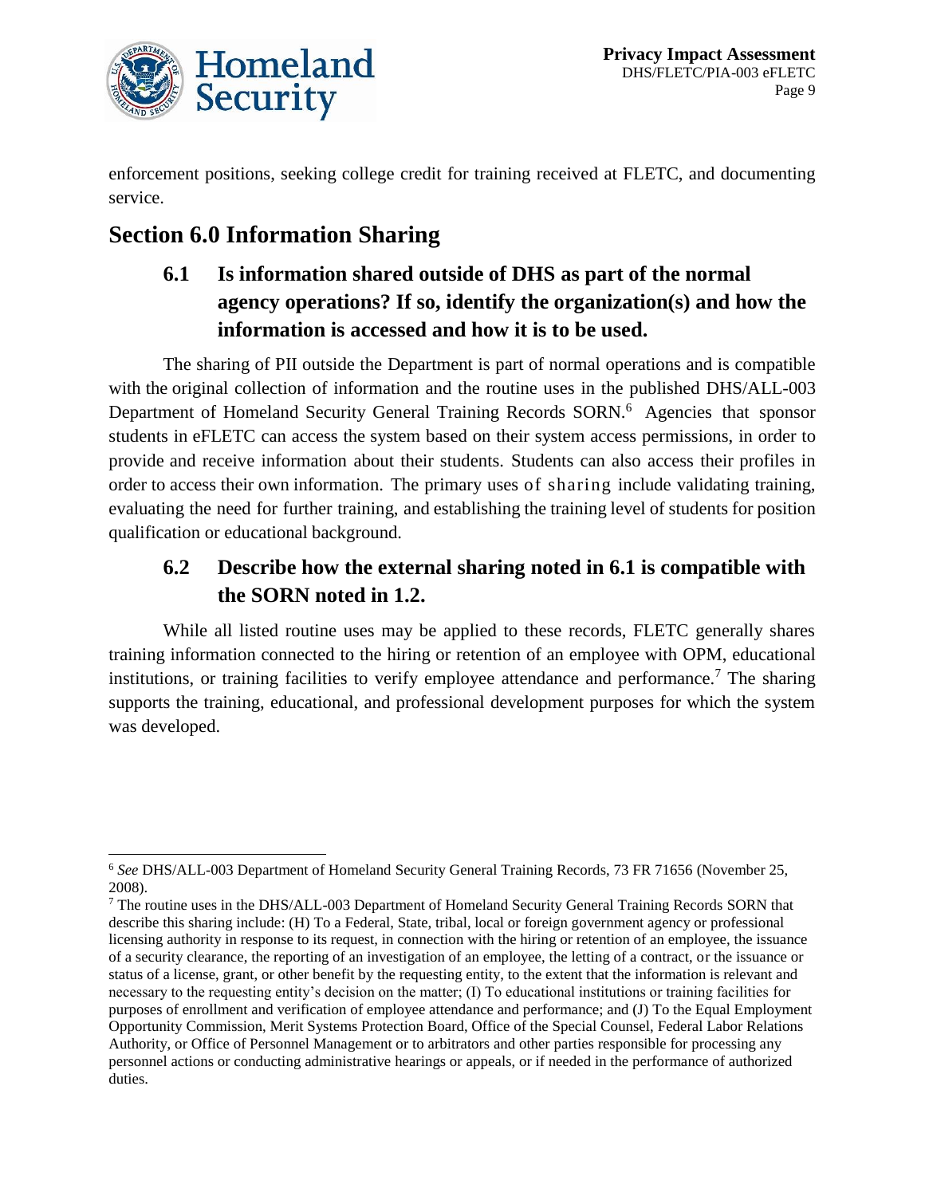enforcement positions, seeking college credit for training received at FLETC, and documenting service.

## Section 6.0 Information Sharing

### 6.1 Is information shared outside of DHS as part of the normal agency operations? If so, identify the organization(s) and how the information is accessed and how it is to be used.

The sharing of PII outside the Department is part of normal operations and is compatible with the original collection of information and the routine uses in the published DHS/ALL-003 Department of Homeland Security General Training Records SORN.[6] Agencies that sponsor students in eFLETC can access the system based on their system access permissions, in order to provide and receive information about their students. Students can also access their profiles in order to access their own information. The primary uses of sharing include validating training, evaluating the need for further training, and establishing the training level of students for position qualification or educational background.

### 6.2 Describe how the external sharing noted in 6.1 is compatible with the SORN noted in 1.2.

While all listed routine uses may be applied to these records, FLETC generally shares training information connected to the hiring or retention of an employee with OPM, educational institutions, or training facilities to verify employee attendance and performance.[7] The sharing supports the training, educational, and professional development purposes for which the system was developed.

---

[6] *See* DHS/ALL-003 Department of Homeland Security General Training Records, 73 FR 71656 (November 25, 2008).

[7] The routine uses in the DHS/ALL-003 Department of Homeland Security General Training Records SORN that describe this sharing include: (H) To a Federal, State, tribal, local or foreign government agency or professional licensing authority in response to its request, in connection with the hiring or retention of an employee, the issuance of a security clearance, the reporting of an investigation of an employee, the letting of a contract, or the issuance or status of a license, grant, or other benefit by the requesting entity, to the extent that the information is relevant and necessary to the requesting entity's decision on the matter; (I) To educational institutions or training facilities for purposes of enrollment and verification of employee attendance and performance; and (J) To the Equal Employment Opportunity Commission, Merit Systems Protection Board, Office of the Special Counsel, Federal Labor Relations Authority, or Office of Personnel Management or to arbitrators and other parties responsible for processing any personnel actions or conducting administrative hearings or appeals, or if needed in the performance of authorized duties.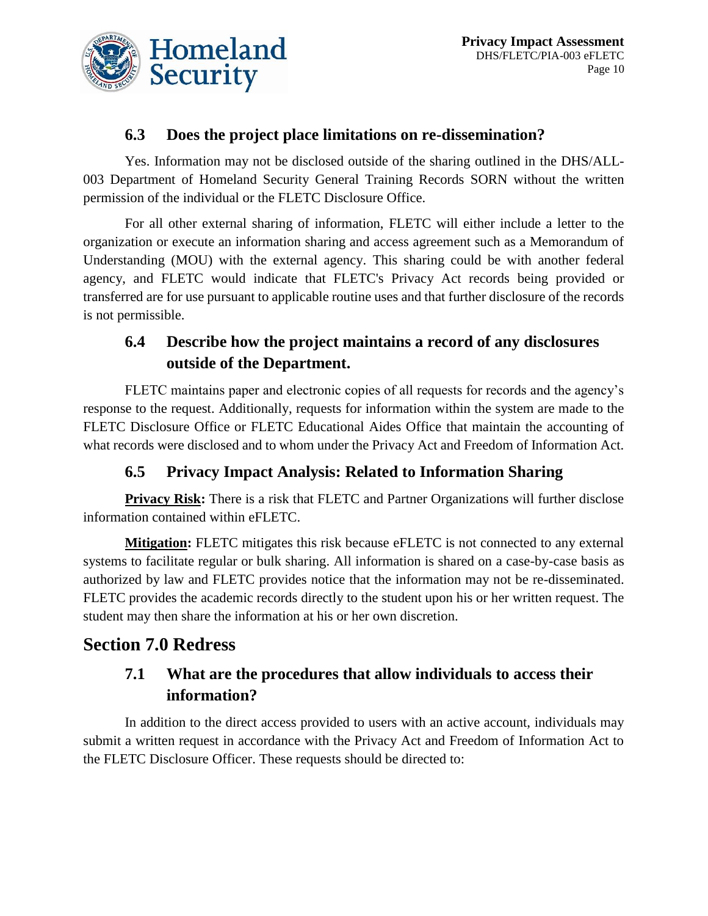### 6.3 Does the project place limitations on re-dissemination?

Yes. Information may not be disclosed outside of the sharing outlined in the DHS/ALL-003 Department of Homeland Security General Training Records SORN without the written permission of the individual or the FLETC Disclosure Office.

For all other external sharing of information, FLETC will either include a letter to the organization or execute an information sharing and access agreement such as a Memorandum of Understanding (MOU) with the external agency. This sharing could be with another federal agency, and FLETC would indicate that FLETC's Privacy Act records being provided or transferred are for use pursuant to applicable routine uses and that further disclosure of the records is not permissible.

### 6.4 Describe how the project maintains a record of any disclosures outside of the Department.

FLETC maintains paper and electronic copies of all requests for records and the agency's response to the request. Additionally, requests for information within the system are made to the FLETC Disclosure Office or FLETC Educational Aides Office that maintain the accounting of what records were disclosed and to whom under the Privacy Act and Freedom of Information Act.

### 6.5 Privacy Impact Analysis: Related to Information Sharing

**Privacy Risk:** There is a risk that FLETC and Partner Organizations will further disclose information contained within eFLETC.

**Mitigation:** FLETC mitigates this risk because eFLETC is not connected to any external systems to facilitate regular or bulk sharing. All information is shared on a case-by-case basis as authorized by law and FLETC provides notice that the information may not be re-disseminated. FLETC provides the academic records directly to the student upon his or her written request. The student may then share the information at his or her own discretion.

## Section 7.0 Redress

### 7.1 What are the procedures that allow individuals to access their information?

In addition to the direct access provided to users with an active account, individuals may submit a written request in accordance with the Privacy Act and Freedom of Information Act to the FLETC Disclosure Officer. These requests should be directed to: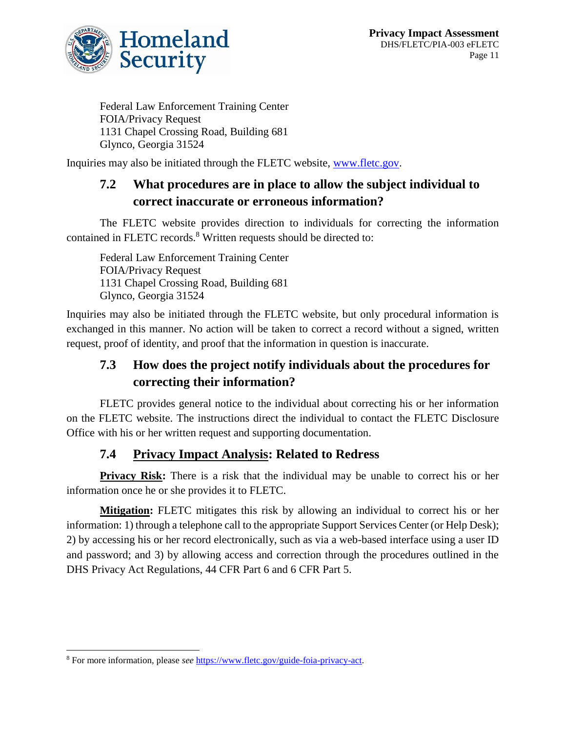Federal Law Enforcement Training Center
FOIA/Privacy Request
1131 Chapel Crossing Road, Building 681
Glynco, Georgia 31524

Inquiries may also be initiated through the FLETC website, [www.fletc.gov](http://www.fletc.gov).

### 7.2 What procedures are in place to allow the subject individual to correct inaccurate or erroneous information?

The FLETC website provides direction to individuals for correcting the information contained in FLETC records.[8] Written requests should be directed to:

Federal Law Enforcement Training Center
FOIA/Privacy Request
1131 Chapel Crossing Road, Building 681
Glynco, Georgia 31524

Inquiries may also be initiated through the FLETC website, but only procedural information is exchanged in this manner. No action will be taken to correct a record without a signed, written request, proof of identity, and proof that the information in question is inaccurate.

### 7.3 How does the project notify individuals about the procedures for correcting their information?

FLETC provides general notice to the individual about correcting his or her information on the FLETC website. The instructions direct the individual to contact the FLETC Disclosure Office with his or her written request and supporting documentation.

### 7.4 Privacy Impact Analysis: Related to Redress

**Privacy Risk:** There is a risk that the individual may be unable to correct his or her information once he or she provides it to FLETC.

**Mitigation:** FLETC mitigates this risk by allowing an individual to correct his or her information: 1) through a telephone call to the appropriate Support Services Center (or Help Desk); 2) by accessing his or her record electronically, such as via a web-based interface using a user ID and password; and 3) by allowing access and correction through the procedures outlined in the DHS Privacy Act Regulations, 44 CFR Part 6 and 6 CFR Part 5.

---

[8] For more information, please *see* [https://www.fletc.gov/guide-foia-privacy-act](https://www.fletc.gov/guide-foia-privacy-act).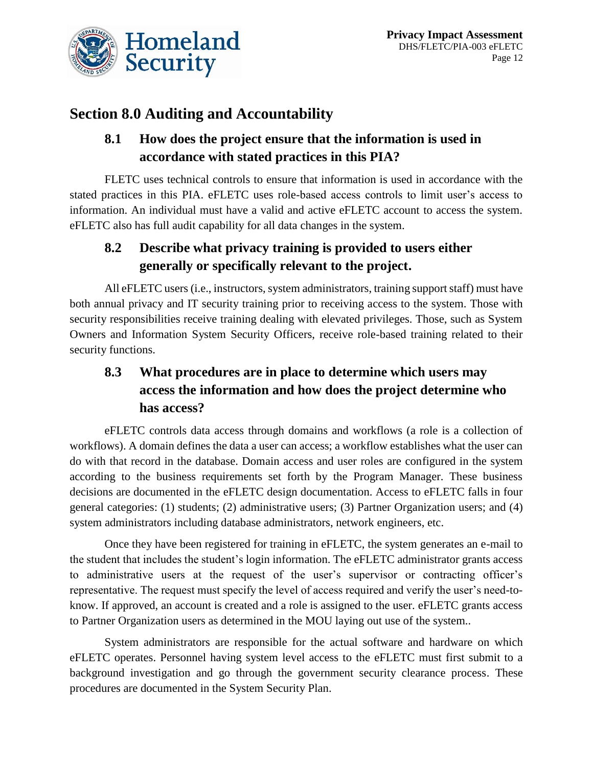## Section 8.0 Auditing and Accountability

### 8.1 How does the project ensure that the information is used in accordance with stated practices in this PIA?

FLETC uses technical controls to ensure that information is used in accordance with the stated practices in this PIA. eFLETC uses role-based access controls to limit user's access to information. An individual must have a valid and active eFLETC account to access the system. eFLETC also has full audit capability for all data changes in the system.

### 8.2 Describe what privacy training is provided to users either generally or specifically relevant to the project.

All eFLETC users (i.e., instructors, system administrators, training support staff) must have both annual privacy and IT security training prior to receiving access to the system. Those with security responsibilities receive training dealing with elevated privileges. Those, such as System Owners and Information System Security Officers, receive role-based training related to their security functions.

### 8.3 What procedures are in place to determine which users may access the information and how does the project determine who has access?

eFLETC controls data access through domains and workflows (a role is a collection of workflows). A domain defines the data a user can access; a workflow establishes what the user can do with that record in the database. Domain access and user roles are configured in the system according to the business requirements set forth by the Program Manager. These business decisions are documented in the eFLETC design documentation. Access to eFLETC falls in four general categories: (1) students; (2) administrative users; (3) Partner Organization users; and (4) system administrators including database administrators, network engineers, etc.

Once they have been registered for training in eFLETC, the system generates an e-mail to the student that includes the student's login information. The eFLETC administrator grants access to administrative users at the request of the user's supervisor or contracting officer's representative. The request must specify the level of access required and verify the user's need-to-know. If approved, an account is created and a role is assigned to the user. eFLETC grants access to Partner Organization users as determined in the MOU laying out use of the system..

System administrators are responsible for the actual software and hardware on which eFLETC operates. Personnel having system level access to the eFLETC must first submit to a background investigation and go through the government security clearance process. These procedures are documented in the System Security Plan.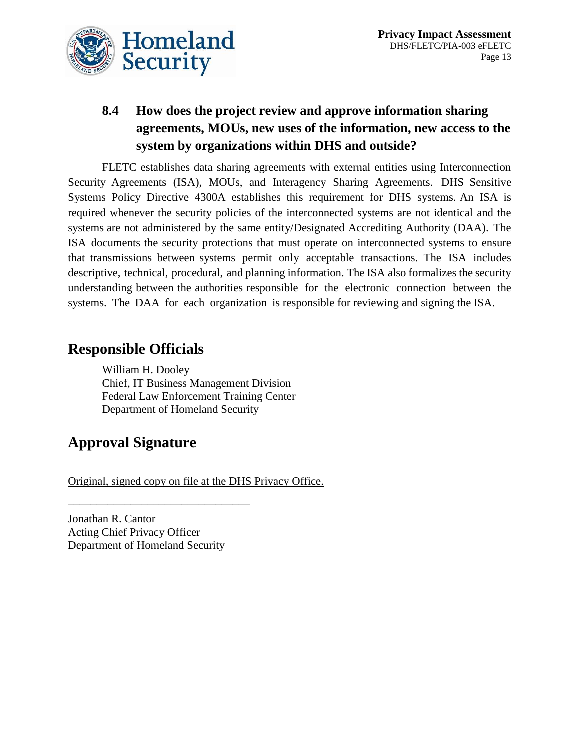### 8.4 How does the project review and approve information sharing agreements, MOUs, new uses of the information, new access to the system by organizations within DHS and outside?

FLETC establishes data sharing agreements with external entities using Interconnection Security Agreements (ISA), MOUs, and Interagency Sharing Agreements. DHS Sensitive Systems Policy Directive 4300A establishes this requirement for DHS systems. An ISA is required whenever the security policies of the interconnected systems are not identical and the systems are not administered by the same entity/Designated Accrediting Authority (DAA). The ISA documents the security protections that must operate on interconnected systems to ensure that transmissions between systems permit only acceptable transactions. The ISA includes descriptive, technical, procedural, and planning information. The ISA also formalizes the security understanding between the authorities responsible for the electronic connection between the systems. The DAA for each organization is responsible for reviewing and signing the ISA.

## Responsible Officials

William H. Dooley
Chief, IT Business Management Division
Federal Law Enforcement Training Center
Department of Homeland Security

## Approval Signature

Original, signed copy on file at the DHS Privacy Office.

________________________________

Jonathan R. Cantor
Acting Chief Privacy Officer
Department of Homeland Security